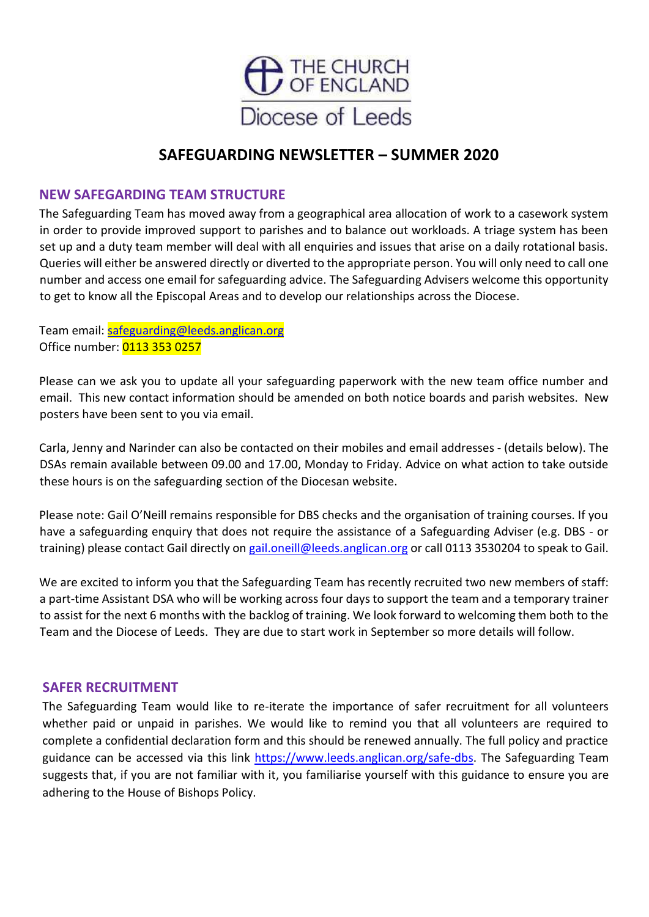THE CHURCH OF ENGLAND

Diocese of Leeds

# SAFEGUARDING NEWSLETTER – SUMMER 2020

## NEW SAFEGARDING TEAM STRUCTURE

The Safeguarding Team has moved away from a geographical area allocation of work to a casework system in order to provide improved support to parishes and to balance out workloads. A triage system has been set up and a duty team member will deal with all enquiries and issues that arise on a daily rotational basis. Queries will either be answered directly or diverted to the appropriate person. You will only need to call one number and access one email for safeguarding advice. The Safeguarding Advisers welcome this opportunity to get to know all the Episcopal Areas and to develop our relationships across the Diocese.

Team email: safeguarding@leeds.anglican.org
Office number: 0113 353 0257

Please can we ask you to update all your safeguarding paperwork with the new team office number and email. This new contact information should be amended on both notice boards and parish websites. New posters have been sent to you via email.

Carla, Jenny and Narinder can also be contacted on their mobiles and email addresses - (details below). The DSAs remain available between 09.00 and 17.00, Monday to Friday. Advice on what action to take outside these hours is on the safeguarding section of the Diocesan website.

Please note: Gail O'Neill remains responsible for DBS checks and the organisation of training courses. If you have a safeguarding enquiry that does not require the assistance of a Safeguarding Adviser (e.g. DBS - or training) please contact Gail directly on gail.oneill@leeds.anglican.org or call 0113 3530204 to speak to Gail.

We are excited to inform you that the Safeguarding Team has recently recruited two new members of staff: a part-time Assistant DSA who will be working across four days to support the team and a temporary trainer to assist for the next 6 months with the backlog of training. We look forward to welcoming them both to the Team and the Diocese of Leeds. They are due to start work in September so more details will follow.

## SAFER RECRUITMENT

The Safeguarding Team would like to re-iterate the importance of safer recruitment for all volunteers whether paid or unpaid in parishes. We would like to remind you that all volunteers are required to complete a confidential declaration form and this should be renewed annually. The full policy and practice guidance can be accessed via this link https://www.leeds.anglican.org/safe-dbs. The Safeguarding Team suggests that, if you are not familiar with it, you familiarise yourself with this guidance to ensure you are adhering to the House of Bishops Policy.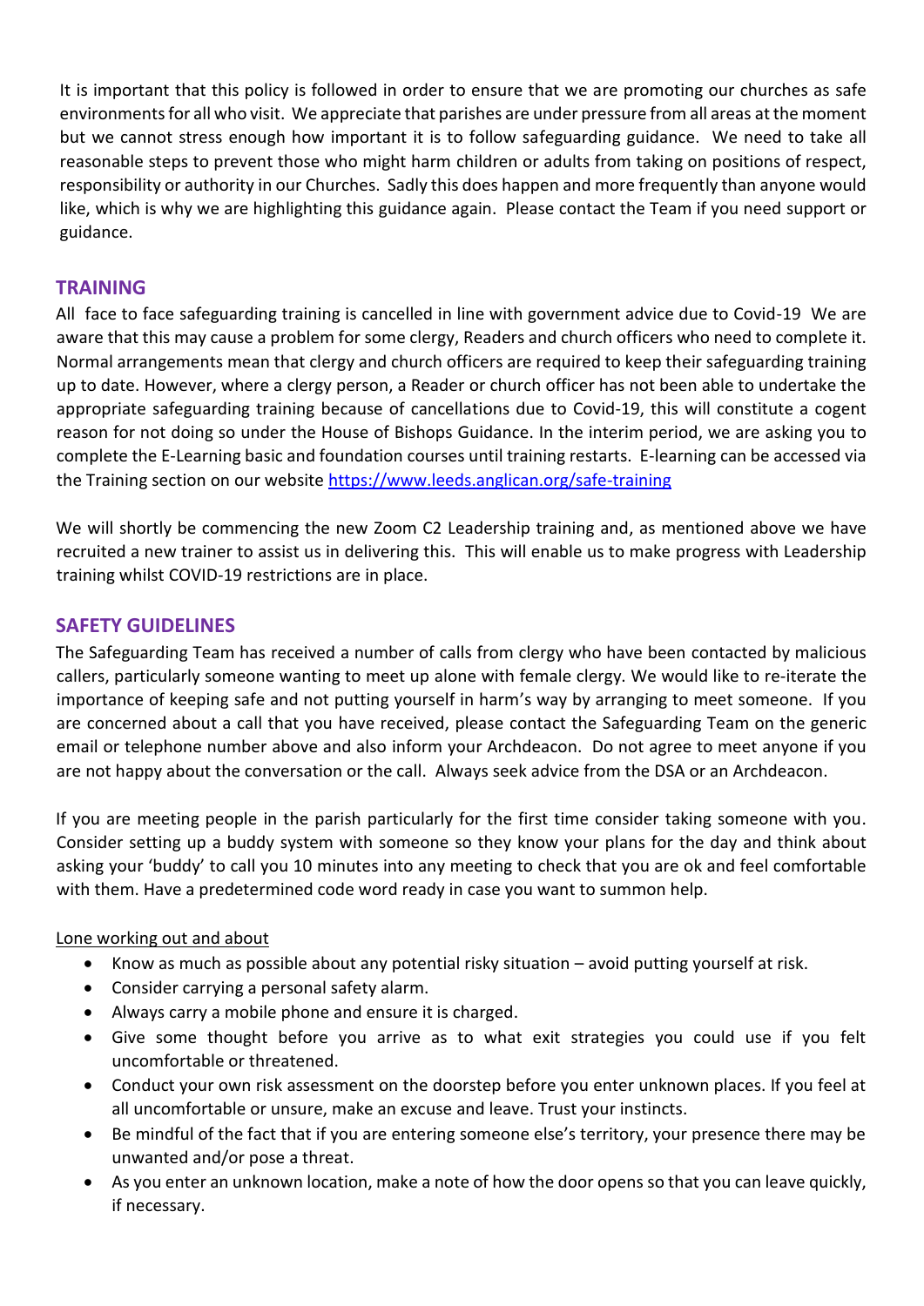It is important that this policy is followed in order to ensure that we are promoting our churches as safe environments for all who visit. We appreciate that parishes are under pressure from all areas at the moment but we cannot stress enough how important it is to follow safeguarding guidance. We need to take all reasonable steps to prevent those who might harm children or adults from taking on positions of respect, responsibility or authority in our Churches. Sadly this does happen and more frequently than anyone would like, which is why we are highlighting this guidance again. Please contact the Team if you need support or guidance.

## TRAINING

All face to face safeguarding training is cancelled in line with government advice due to Covid-19 We are aware that this may cause a problem for some clergy, Readers and church officers who need to complete it. Normal arrangements mean that clergy and church officers are required to keep their safeguarding training up to date. However, where a clergy person, a Reader or church officer has not been able to undertake the appropriate safeguarding training because of cancellations due to Covid-19, this will constitute a cogent reason for not doing so under the House of Bishops Guidance. In the interim period, we are asking you to complete the E-Learning basic and foundation courses until training restarts. E-learning can be accessed via the Training section on our website [https://www.leeds.anglican.org/safe-training](https://www.leeds.anglican.org/safe-training)

We will shortly be commencing the new Zoom C2 Leadership training and, as mentioned above we have recruited a new trainer to assist us in delivering this. This will enable us to make progress with Leadership training whilst COVID-19 restrictions are in place.

## SAFETY GUIDELINES

The Safeguarding Team has received a number of calls from clergy who have been contacted by malicious callers, particularly someone wanting to meet up alone with female clergy. We would like to re-iterate the importance of keeping safe and not putting yourself in harm's way by arranging to meet someone. If you are concerned about a call that you have received, please contact the Safeguarding Team on the generic email or telephone number above and also inform your Archdeacon. Do not agree to meet anyone if you are not happy about the conversation or the call. Always seek advice from the DSA or an Archdeacon.

If you are meeting people in the parish particularly for the first time consider taking someone with you. Consider setting up a buddy system with someone so they know your plans for the day and think about asking your 'buddy' to call you 10 minutes into any meeting to check that you are ok and feel comfortable with them. Have a predetermined code word ready in case you want to summon help.

<u>Lone working out and about</u>

- Know as much as possible about any potential risky situation – avoid putting yourself at risk.
- Consider carrying a personal safety alarm.
- Always carry a mobile phone and ensure it is charged.
- Give some thought before you arrive as to what exit strategies you could use if you felt uncomfortable or threatened.
- Conduct your own risk assessment on the doorstep before you enter unknown places. If you feel at all uncomfortable or unsure, make an excuse and leave. Trust your instincts.
- Be mindful of the fact that if you are entering someone else's territory, your presence there may be unwanted and/or pose a threat.
- As you enter an unknown location, make a note of how the door opens so that you can leave quickly, if necessary.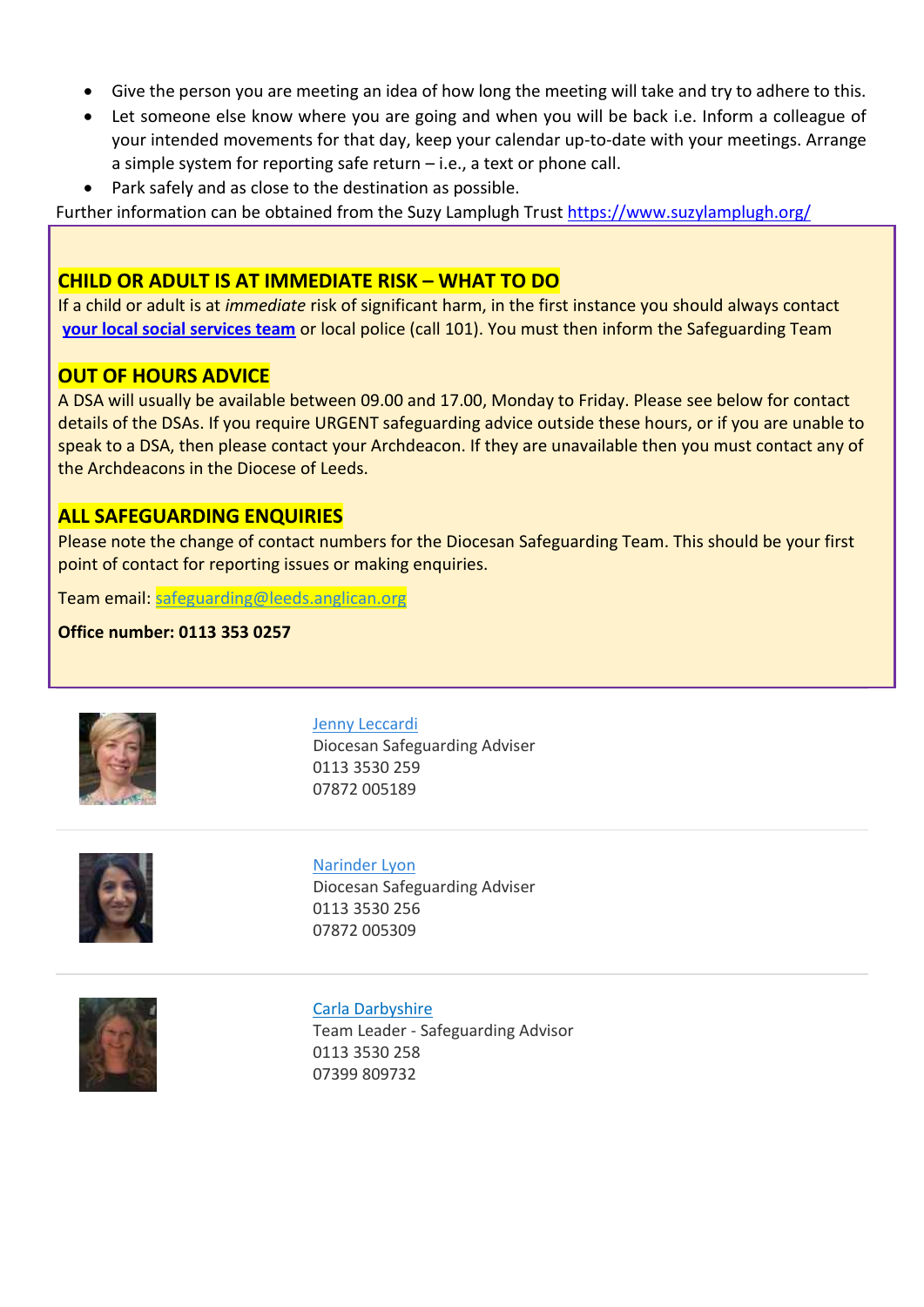- Give the person you are meeting an idea of how long the meeting will take and try to adhere to this.
- Let someone else know where you are going and when you will be back i.e. Inform a colleague of your intended movements for that day, keep your calendar up-to-date with your meetings. Arrange a simple system for reporting safe return – i.e., a text or phone call.
- Park safely and as close to the destination as possible.

Further information can be obtained from the Suzy Lamplugh Trust https://www.suzylamplugh.org/

## CHILD OR ADULT IS AT IMMEDIATE RISK – WHAT TO DO

If a child or adult is at *immediate* risk of significant harm, in the first instance you should always contact **your local social services team** or local police (call 101). You must then inform the Safeguarding Team

## OUT OF HOURS ADVICE

A DSA will usually be available between 09.00 and 17.00, Monday to Friday. Please see below for contact details of the DSAs. If you require URGENT safeguarding advice outside these hours, or if you are unable to speak to a DSA, then please contact your Archdeacon. If they are unavailable then you must contact any of the Archdeacons in the Diocese of Leeds.

## ALL SAFEGUARDING ENQUIRIES

Please note the change of contact numbers for the Diocesan Safeguarding Team. This should be your first point of contact for reporting issues or making enquiries.

Team email: safeguarding@leeds.anglican.org

**Office number: 0113 353 0257**

Jenny Leccardi
Diocesan Safeguarding Adviser
0113 3530 259
07872 005189

Narinder Lyon
Diocesan Safeguarding Adviser
0113 3530 256
07872 005309

Carla Darbyshire
Team Leader - Safeguarding Advisor
0113 3530 258
07399 809732